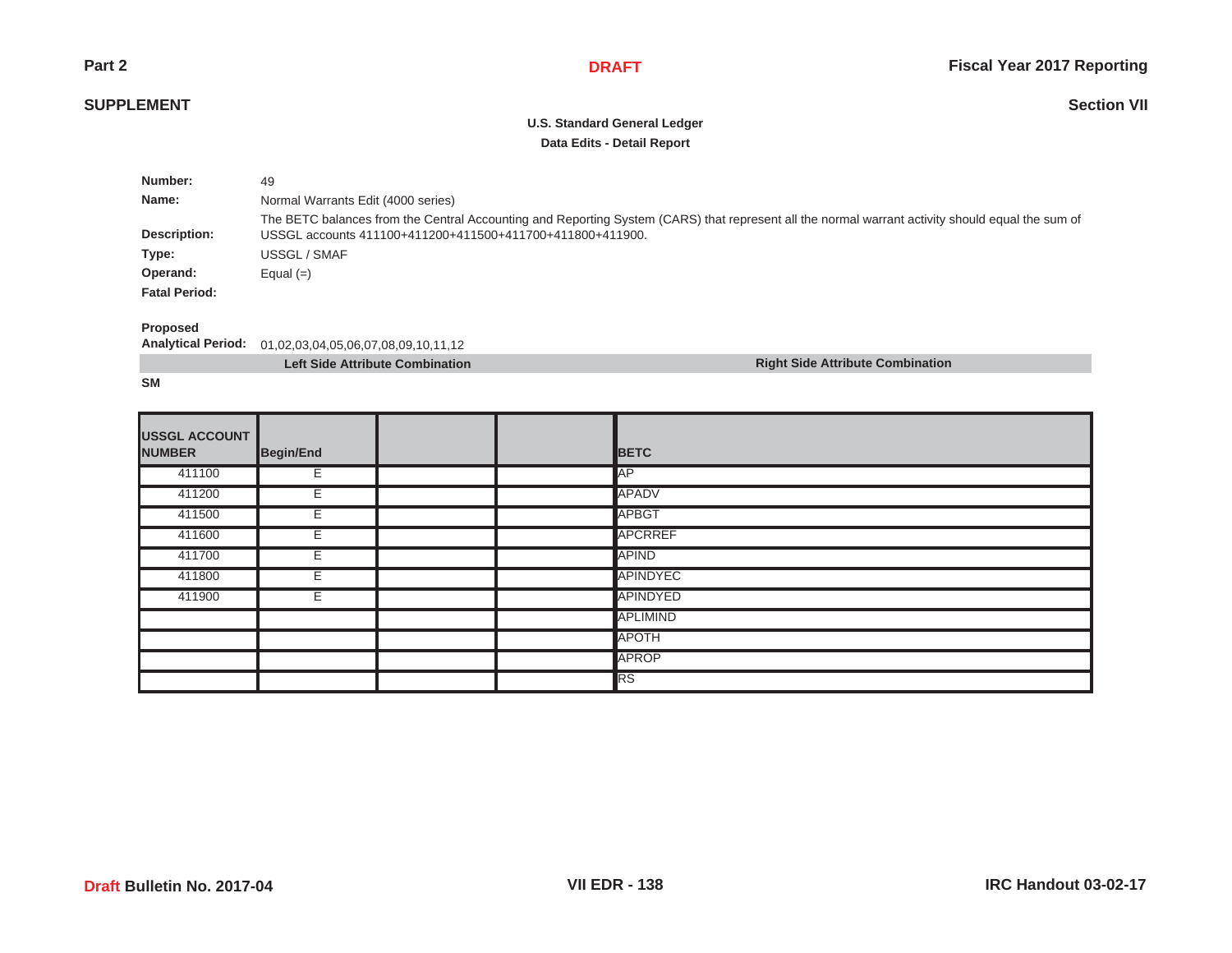Part 2

DRAFT

Fiscal Year 2017 Reporting

SUPPLEMENT

Section VII

**U.S. Standard General Ledger**

**Data Edits - Detail Report**

**Number:** 49

**Name:** Normal Warrants Edit (4000 series)

**Description:** The BETC balances from the Central Accounting and Reporting System (CARS) that represent all the normal warrant activity should equal the sum of USSGL accounts 411100+411200+411500+411700+411800+411900.

**Type:** USSGL / SMAF

**Operand:** Equal (=)

**Fatal Period:**

**Proposed Analytical Period:** 01,02,03,04,05,06,07,08,09,10,11,12

| Left Side Attribute Combination | Right Side Attribute Combination |
|---|---|

**SM**

| USSGL ACCOUNT NUMBER | Begin/End | | | BETC |
|---|---|---|---|---|
| 411100 | E | | | AP |
| 411200 | E | | | APADV |
| 411500 | E | | | APBGT |
| 411600 | E | | | APCRREF |
| 411700 | E | | | APIND |
| 411800 | E | | | APINDYEC |
| 411900 | E | | | APINDYED |
| | | | | APLIMIND |
| | | | | APOTH |
| | | | | APROP |
| | | | | RS |

Draft Bulletin No. 2017-04

VII EDR - 138

IRC Handout 03-02-17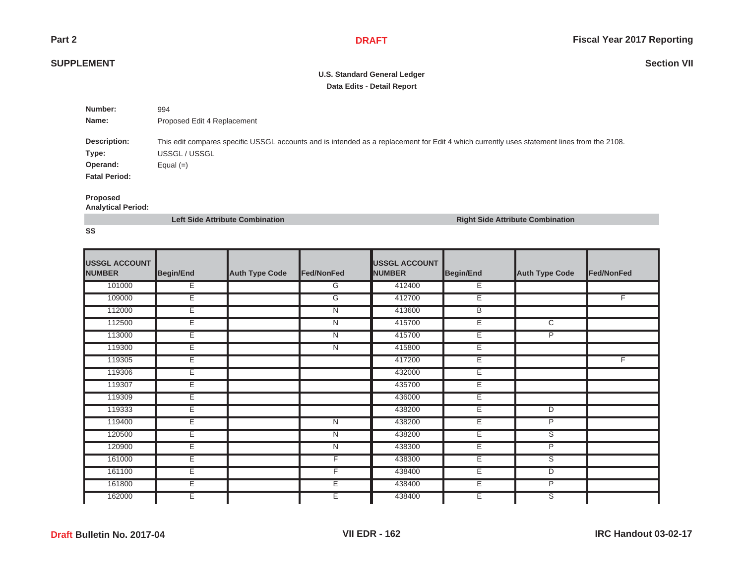# U.S. Standard General Ledger
## Data Edits - Detail Report

**Number:** 994

**Name:** Proposed Edit 4 Replacement

**Description:** This edit compares specific USSGL accounts and is intended as a replacement for Edit 4 which currently uses statement lines from the 2108.

**Type:** USSGL / USSGL

**Operand:** Equal (=)

**Fatal Period:**

**Proposed Analytical Period:**

| Left Side Attribute Combination | | | | Right Side Attribute Combination | | | |
|---|---|---|---|---|---|---|---|
| **SS** | | | | | | | |
| **USSGL ACCOUNT NUMBER** | **Begin/End** | **Auth Type Code** | **Fed/NonFed** | **USSGL ACCOUNT NUMBER** | **Begin/End** | **Auth Type Code** | **Fed/NonFed** |
| 101000 | E | | G | 412400 | E | | |
| 109000 | E | | G | 412700 | E | | F |
| 112000 | E | | N | 413600 | B | | |
| 112500 | E | | N | 415700 | E | C | |
| 113000 | E | | N | 415700 | E | P | |
| 119300 | E | | N | 415800 | E | | |
| 119305 | E | | | 417200 | E | | F |
| 119306 | E | | | 432000 | E | | |
| 119307 | E | | | 435700 | E | | |
| 119309 | E | | | 436000 | E | | |
| 119333 | E | | | 438200 | E | D | |
| 119400 | E | | N | 438200 | E | P | |
| 120500 | E | | N | 438200 | E | S | |
| 120900 | E | | N | 438300 | E | P | |
| 161000 | E | | F | 438300 | E | S | |
| 161100 | E | | F | 438400 | E | D | |
| 161800 | E | | E | 438400 | E | P | |
| 162000 | E | | E | 438400 | E | S | |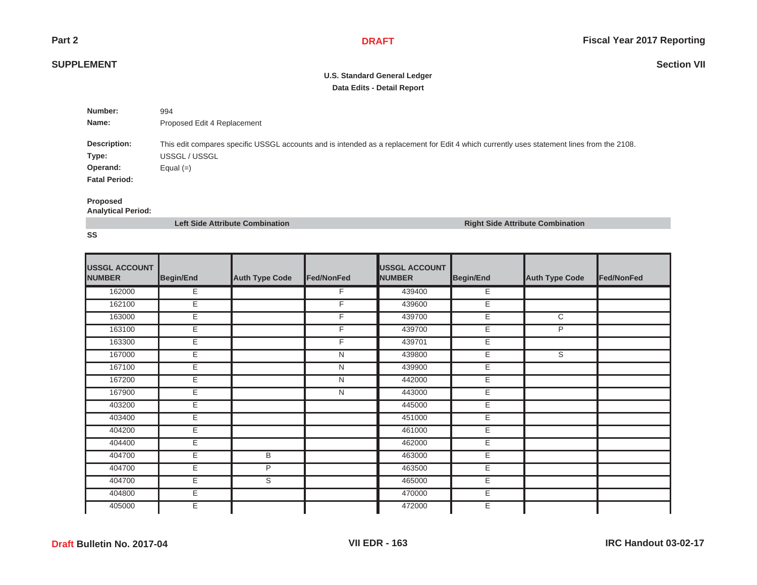U.S. Standard General Ledger

Data Edits - Detail Report

**Number:** 994

**Name:** Proposed Edit 4 Replacement

**Description:** This edit compares specific USSGL accounts and is intended as a replacement for Edit 4 which currently uses statement lines from the 2108.

**Type:** USSGL / USSGL

**Operand:** Equal (=)

**Fatal Period:**

**Proposed Analytical Period:**

| Left Side Attribute Combination | | | | Right Side Attribute Combination | | | |
|---|---|---|---|---|---|---|---|
| SS | | | | | | | |
| **USSGL ACCOUNT NUMBER** | **Begin/End** | **Auth Type Code** | **Fed/NonFed** | **USSGL ACCOUNT NUMBER** | **Begin/End** | **Auth Type Code** | **Fed/NonFed** |
| 162000 | E | | F | 439400 | E | | |
| 162100 | E | | F | 439600 | E | | |
| 163000 | E | | F | 439700 | E | C | |
| 163100 | E | | F | 439700 | E | P | |
| 163300 | E | | F | 439701 | E | | |
| 167000 | E | | N | 439800 | E | S | |
| 167100 | E | | N | 439900 | E | | |
| 167200 | E | | N | 442000 | E | | |
| 167900 | E | | N | 443000 | E | | |
| 403200 | E | | | 445000 | E | | |
| 403400 | E | | | 451000 | E | | |
| 404200 | E | | | 461000 | E | | |
| 404400 | E | | | 462000 | E | | |
| 404700 | E | B | | 463000 | E | | |
| 404700 | E | P | | 463500 | E | | |
| 404700 | E | S | | 465000 | E | | |
| 404800 | E | | | 470000 | E | | |
| 405000 | E | | | 472000 | E | | |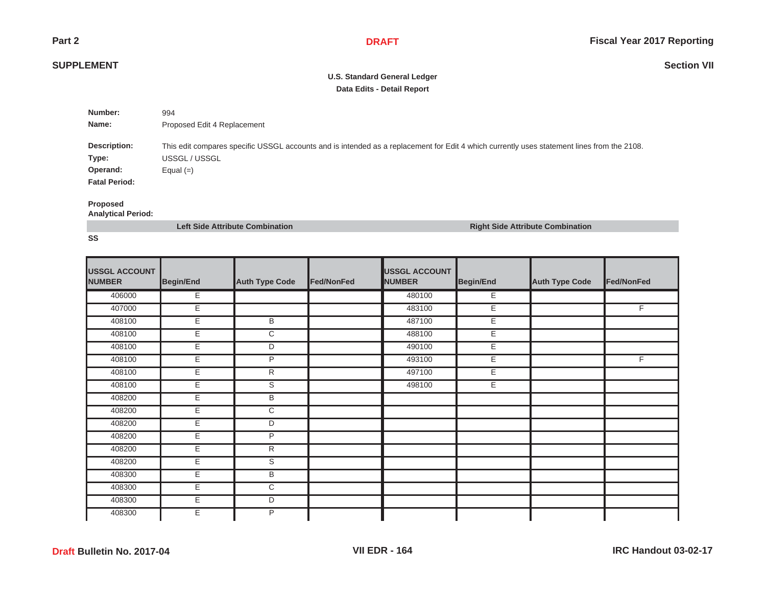**U.S. Standard General Ledger**

**Data Edits - Detail Report**

**Number:** 994

**Name:** Proposed Edit 4 Replacement

**Description:** This edit compares specific USSGL accounts and is intended as a replacement for Edit 4 which currently uses statement lines from the 2108.

**Type:** USSGL / USSGL

**Operand:** Equal (=)

**Fatal Period:**

**Proposed Analytical Period:**

**SS**

| Left Side Attribute Combination | | | | Right Side Attribute Combination | | | |
|---|---|---|---|---|---|---|---|
| **USSGL ACCOUNT NUMBER** | **Begin/End** | **Auth Type Code** | **Fed/NonFed** | **USSGL ACCOUNT NUMBER** | **Begin/End** | **Auth Type Code** | **Fed/NonFed** |
| 406000 | E | | | 480100 | E | | |
| 407000 | E | | | 483100 | E | | F |
| 408100 | E | B | | 487100 | E | | |
| 408100 | E | C | | 488100 | E | | |
| 408100 | E | D | | 490100 | E | | |
| 408100 | E | P | | 493100 | E | | F |
| 408100 | E | R | | 497100 | E | | |
| 408100 | E | S | | 498100 | E | | |
| 408200 | E | B | | | | | |
| 408200 | E | C | | | | | |
| 408200 | E | D | | | | | |
| 408200 | E | P | | | | | |
| 408200 | E | R | | | | | |
| 408200 | E | S | | | | | |
| 408300 | E | B | | | | | |
| 408300 | E | C | | | | | |
| 408300 | E | D | | | | | |
| 408300 | E | P | | | | | |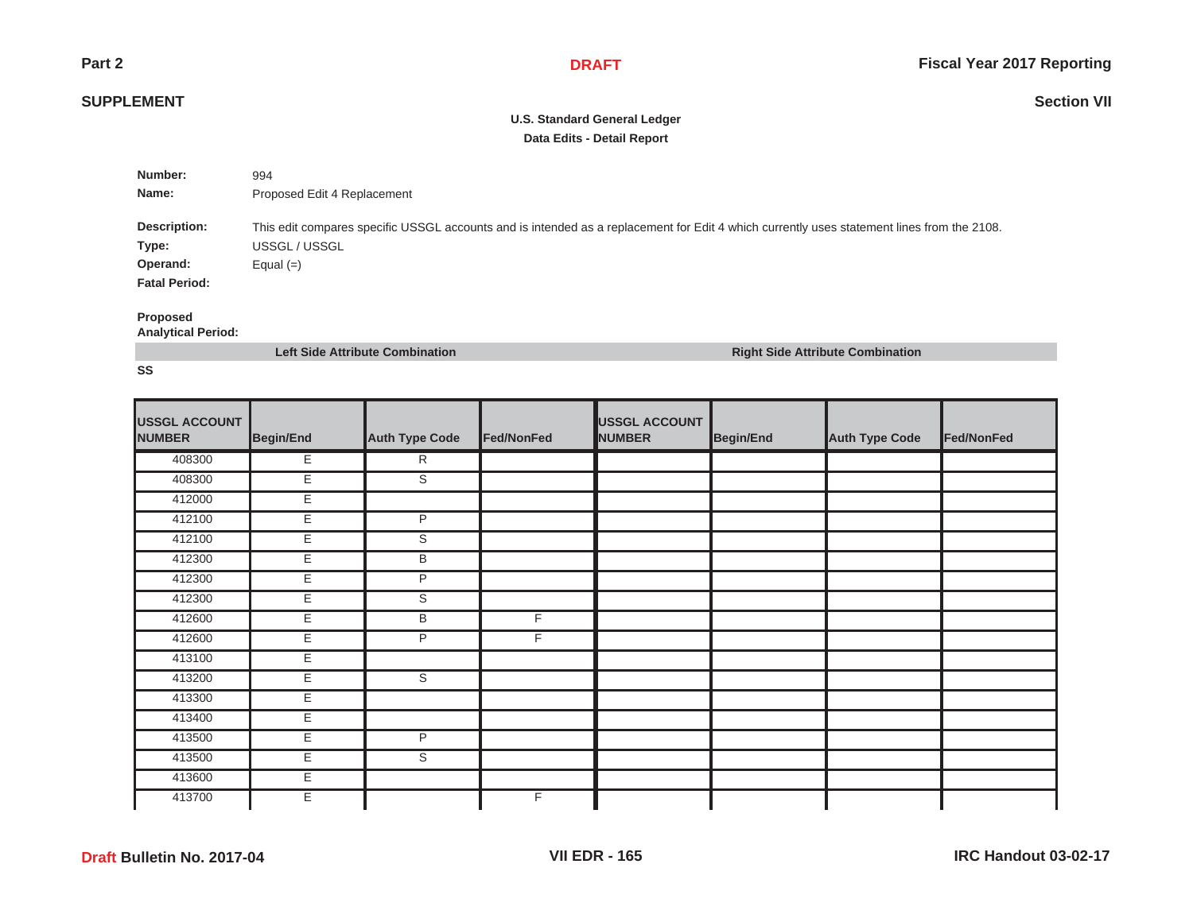**U.S. Standard General Ledger**

**Data Edits - Detail Report**

**Number:** 994

**Name:** Proposed Edit 4 Replacement

**Description:** This edit compares specific USSGL accounts and is intended as a replacement for Edit 4 which currently uses statement lines from the 2108.

**Type:** USSGL / USSGL

**Operand:** Equal (=)

**Fatal Period:**

**Proposed Analytical Period:**

| Left Side Attribute Combination | | | | Right Side Attribute Combination | | | |
|---|---|---|---|---|---|---|---|
| **USSGL ACCOUNT NUMBER** | **Begin/End** | **Auth Type Code** | **Fed/NonFed** | **USSGL ACCOUNT NUMBER** | **Begin/End** | **Auth Type Code** | **Fed/NonFed** |
| 408300 | E | R | | | | | |
| 408300 | E | S | | | | | |
| 412000 | E | | | | | | |
| 412100 | E | P | | | | | |
| 412100 | E | S | | | | | |
| 412300 | E | B | | | | | |
| 412300 | E | P | | | | | |
| 412300 | E | S | | | | | |
| 412600 | E | B | F | | | | |
| 412600 | E | P | F | | | | |
| 413100 | E | | | | | | |
| 413200 | E | S | | | | | |
| 413300 | E | | | | | | |
| 413400 | E | | | | | | |
| 413500 | E | P | | | | | |
| 413500 | E | S | | | | | |
| 413600 | E | | | | | | |
| 413700 | E | | F | | | | |

SS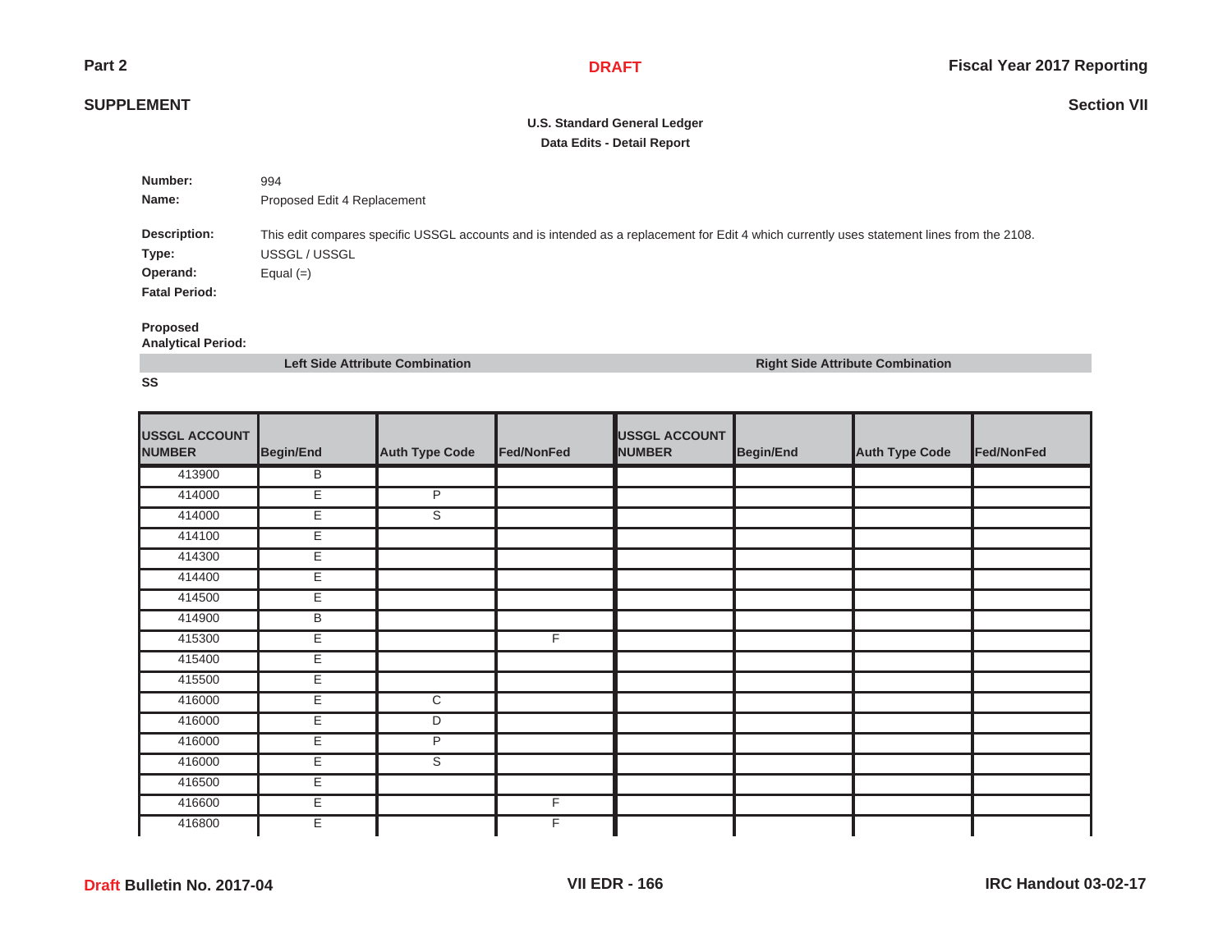**SUPPLEMENT**

**Section VII**

**U.S. Standard General Ledger**

**Data Edits - Detail Report**

**Number:** 994

**Name:** Proposed Edit 4 Replacement

**Description:** This edit compares specific USSGL accounts and is intended as a replacement for Edit 4 which currently uses statement lines from the 2108.

**Type:** USSGL / USSGL

**Operand:** Equal (=)

**Fatal Period:**

**Proposed Analytical Period:**

**SS**

| Left Side Attribute Combination | | | | Right Side Attribute Combination | | | |
|---|---|---|---|---|---|---|---|
| **USSGL ACCOUNT NUMBER** | **Begin/End** | **Auth Type Code** | **Fed/NonFed** | **USSGL ACCOUNT NUMBER** | **Begin/End** | **Auth Type Code** | **Fed/NonFed** |
| 413900 | B | | | | | | |
| 414000 | E | P | | | | | |
| 414000 | E | S | | | | | |
| 414100 | E | | | | | | |
| 414300 | E | | | | | | |
| 414400 | E | | | | | | |
| 414500 | E | | | | | | |
| 414900 | B | | | | | | |
| 415300 | E | | F | | | | |
| 415400 | E | | | | | | |
| 415500 | E | | | | | | |
| 416000 | E | C | | | | | |
| 416000 | E | D | | | | | |
| 416000 | E | P | | | | | |
| 416000 | E | S | | | | | |
| 416500 | E | | | | | | |
| 416600 | E | | F | | | | |
| 416800 | E | | F | | | | |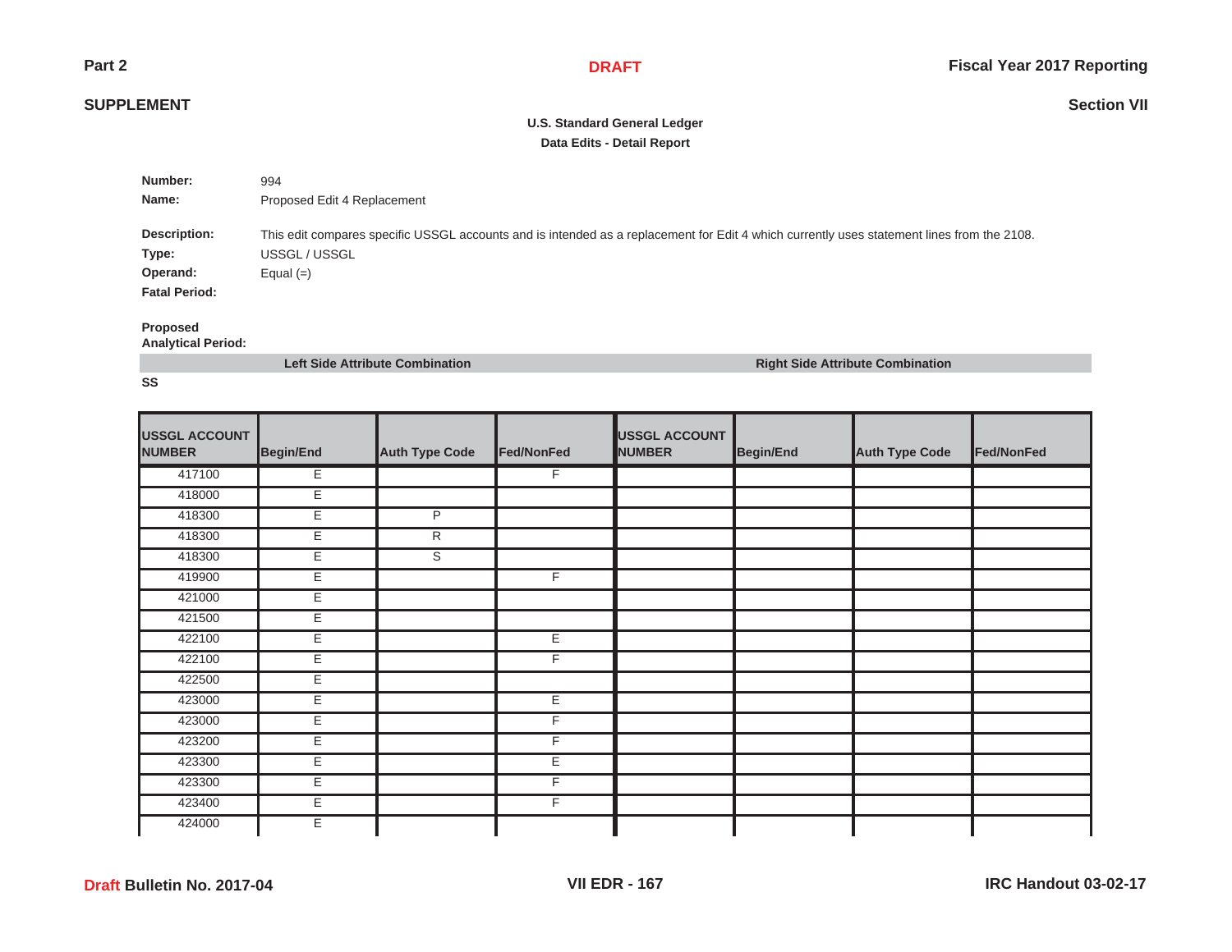**U.S. Standard General Ledger**

**Data Edits - Detail Report**

**Number:** 994

**Name:** Proposed Edit 4 Replacement

**Description:** This edit compares specific USSGL accounts and is intended as a replacement for Edit 4 which currently uses statement lines from the 2108.

**Type:** USSGL / USSGL

**Operand:** Equal (=)

**Fatal Period:**

**Proposed Analytical Period:**

| Left Side Attribute Combination | | | | Right Side Attribute Combination | | | |
|---|---|---|---|---|---|---|---|
| **SS** | | | | | | | |
| **USSGL ACCOUNT NUMBER** | **Begin/End** | **Auth Type Code** | **Fed/NonFed** | **USSGL ACCOUNT NUMBER** | **Begin/End** | **Auth Type Code** | **Fed/NonFed** |
| 417100 | E | | F | | | | |
| 418000 | E | | | | | | |
| 418300 | E | P | | | | | |
| 418300 | E | R | | | | | |
| 418300 | E | S | | | | | |
| 419900 | E | | F | | | | |
| 421000 | E | | | | | | |
| 421500 | E | | | | | | |
| 422100 | E | | E | | | | |
| 422100 | E | | F | | | | |
| 422500 | E | | | | | | |
| 423000 | E | | E | | | | |
| 423000 | E | | F | | | | |
| 423200 | E | | F | | | | |
| 423300 | E | | E | | | | |
| 423300 | E | | F | | | | |
| 423400 | E | | F | | | | |
| 424000 | E | | | | | | |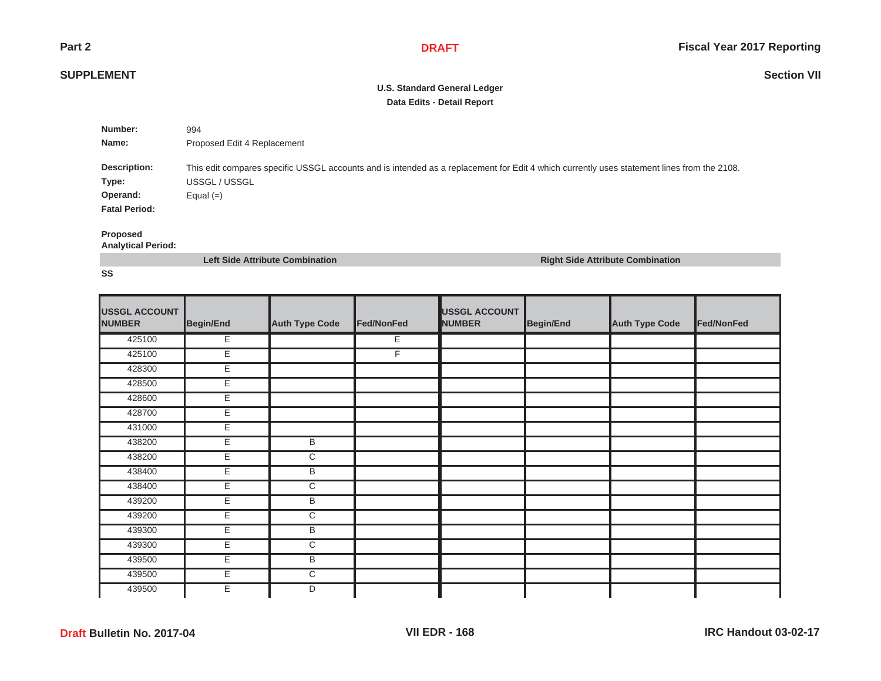**U.S. Standard General Ledger**
**Data Edits - Detail Report**

**Number:** 994
**Name:** Proposed Edit 4 Replacement

**Description:** This edit compares specific USSGL accounts and is intended as a replacement for Edit 4 which currently uses statement lines from the 2108.
**Type:** USSGL / USSGL
**Operand:** Equal (=)
**Fatal Period:**

**Proposed Analytical Period:**

**Left Side Attribute Combination** | **Right Side Attribute Combination**

**SS**

| USSGL ACCOUNT NUMBER | Begin/End | Auth Type Code | Fed/NonFed | USSGL ACCOUNT NUMBER | Begin/End | Auth Type Code | Fed/NonFed |
|---|---|---|---|---|---|---|---|
| 425100 | E | | E | | | | |
| 425100 | E | | F | | | | |
| 428300 | E | | | | | | |
| 428500 | E | | | | | | |
| 428600 | E | | | | | | |
| 428700 | E | | | | | | |
| 431000 | E | | | | | | |
| 438200 | E | B | | | | | |
| 438200 | E | C | | | | | |
| 438400 | E | B | | | | | |
| 438400 | E | C | | | | | |
| 439200 | E | B | | | | | |
| 439200 | E | C | | | | | |
| 439300 | E | B | | | | | |
| 439300 | E | C | | | | | |
| 439500 | E | B | | | | | |
| 439500 | E | C | | | | | |
| 439500 | E | D | | | | | |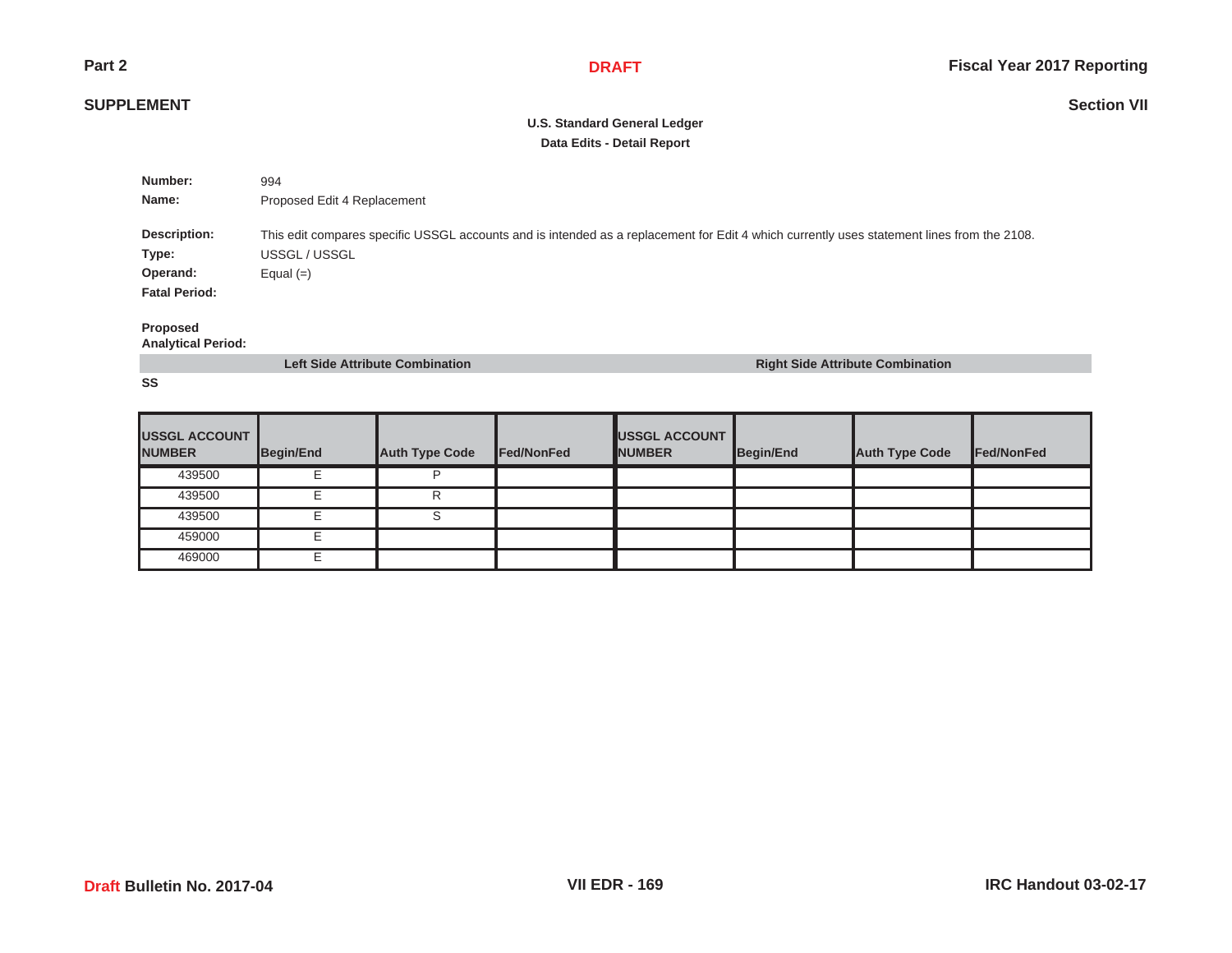**U.S. Standard General Ledger**

**Data Edits - Detail Report**

**Number:** 994

**Name:** Proposed Edit 4 Replacement

**Description:** This edit compares specific USSGL accounts and is intended as a replacement for Edit 4 which currently uses statement lines from the 2108.

**Type:** USSGL / USSGL

**Operand:** Equal (=)

**Fatal Period:**

**Proposed Analytical Period:**

| Left Side Attribute Combination | Right Side Attribute Combination |
| --- | --- |

**SS**

| USSGL ACCOUNT NUMBER | Begin/End | Auth Type Code | Fed/NonFed | USSGL ACCOUNT NUMBER | Begin/End | Auth Type Code | Fed/NonFed |
| --- | --- | --- | --- | --- | --- | --- | --- |
| 439500 | E | P | | | | | |
| 439500 | E | R | | | | | |
| 439500 | E | S | | | | | |
| 459000 | E | | | | | | |
| 469000 | E | | | | | | |